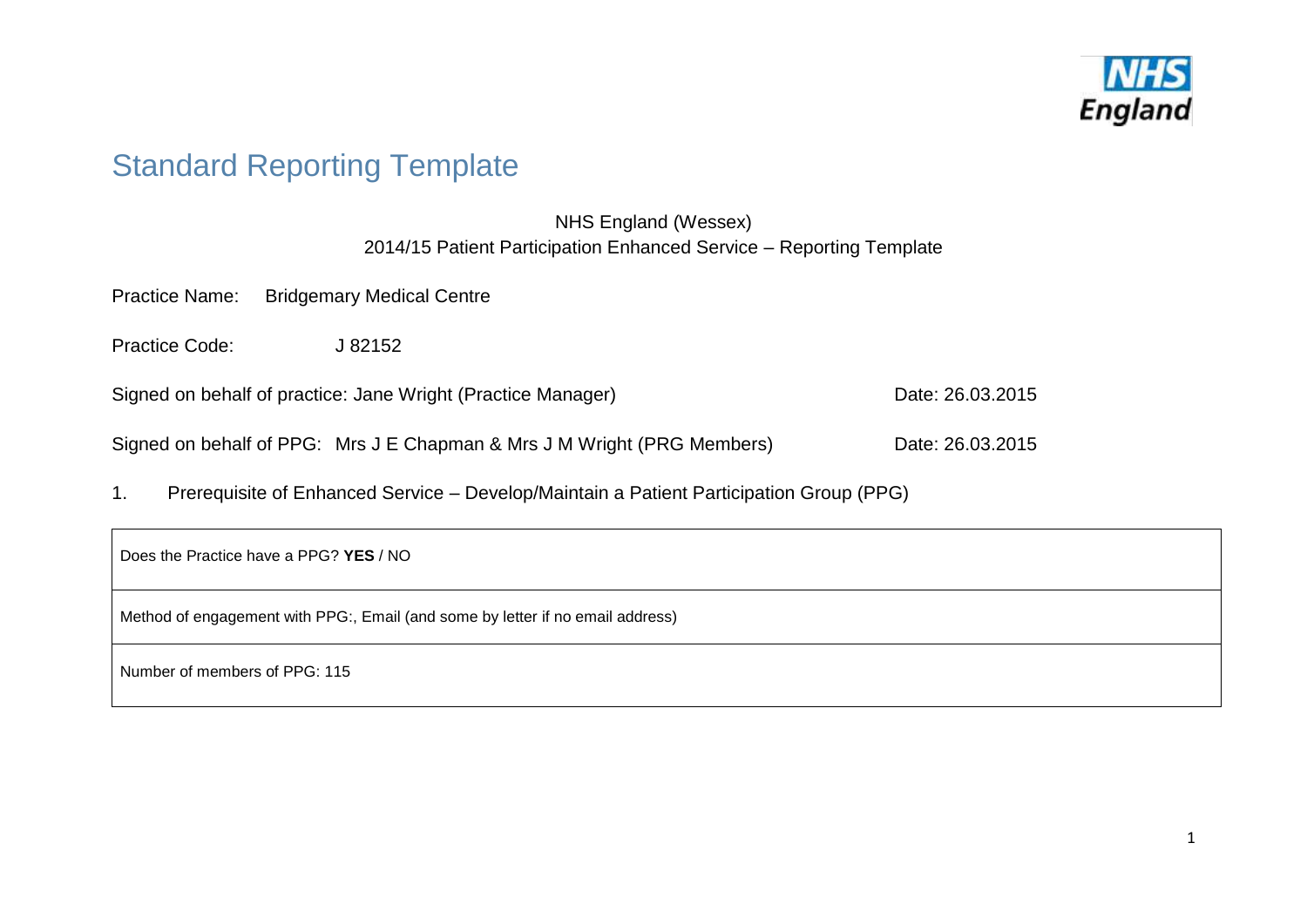# Standard Reporting Template

NHS England (Wessex)
2014/15 Patient Participation Enhanced Service – Reporting Template

Practice Name: Bridgemary Medical Centre

Practice Code: J 82152

Signed on behalf of practice: Jane Wright (Practice Manager) Date: 26.03.2015

Signed on behalf of PPG: Mrs J E Chapman & Mrs J M Wright (PRG Members) Date: 26.03.2015

1. Prerequisite of Enhanced Service – Develop/Maintain a Patient Participation Group (PPG)

| |
|---|
| Does the Practice have a PPG? **YES** / NO |
| Method of engagement with PPG:, Email (and some by letter if no email address) |
| Number of members of PPG: 115 |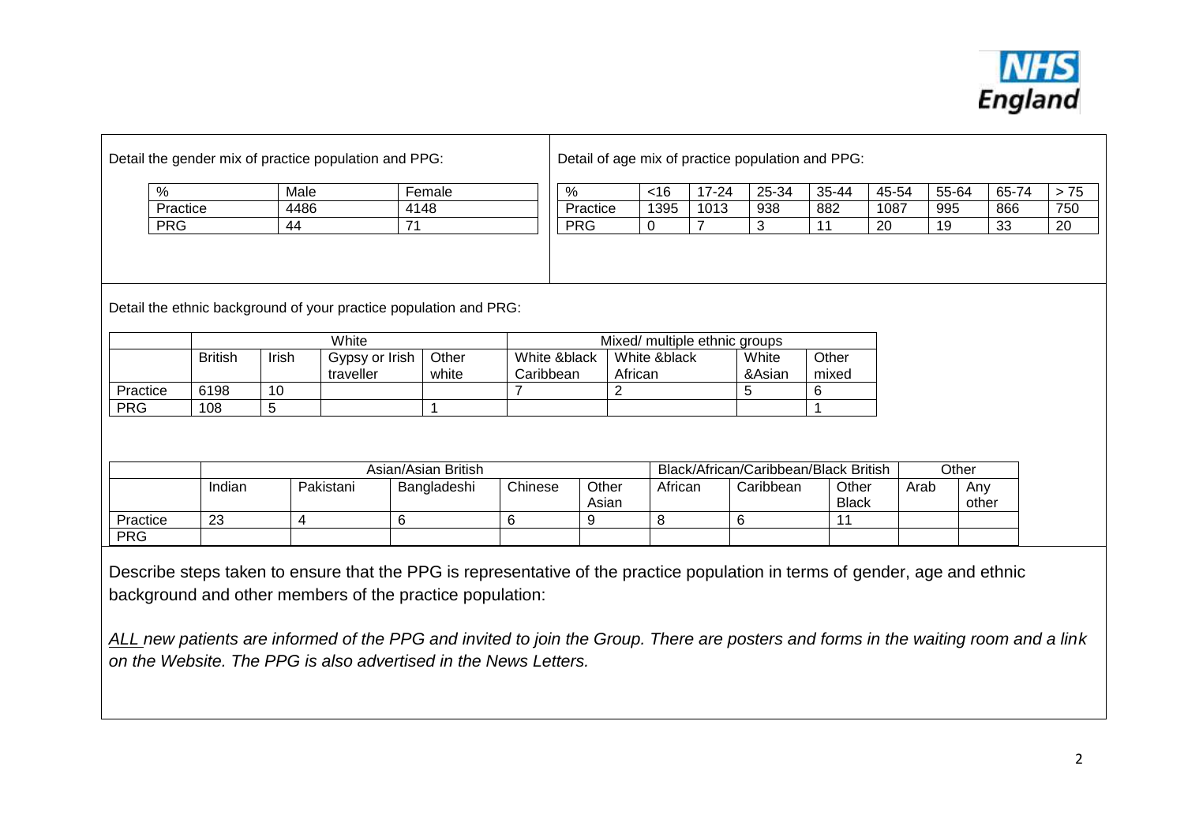Detail the gender mix of practice population and PPG:

| % | Male | Female |
| --- | --- | --- |
| Practice | 4486 | 4148 |
| PRG | 44 | 71 |

Detail of age mix of practice population and PPG:

| % | <16 | 17-24 | 25-34 | 35-44 | 45-54 | 55-64 | 65-74 | > 75 |
| --- | --- | --- | --- | --- | --- | --- | --- | --- |
| Practice | 1395 | 1013 | 938 | 882 | 1087 | 995 | 866 | 750 |
| PRG | 0 | 7 | 3 | 11 | 20 | 19 | 33 | 20 |

Detail the ethnic background of your practice population and PRG:

| | White | | | | Mixed/ multiple ethnic groups | | | |
| --- | --- | --- | --- | --- | --- | --- | --- | --- |
| | British | Irish | Gypsy or Irish traveller | Other white | White &black Caribbean | White &black African | White &Asian | Other mixed |
| Practice | 6198 | 10 | | | 7 | 2 | 5 | 6 |
| PRG | 108 | 5 | | 1 | | | | 1 |

| | Asian/Asian British | | | | | Black/African/Caribbean/Black British | | | Other | |
| --- | --- | --- | --- | --- | --- | --- | --- | --- | --- | --- |
| | Indian | Pakistani | Bangladeshi | Chinese | Other Asian | African | Caribbean | Other Black | Arab | Any other |
| Practice | 23 | 4 | 6 | 6 | 9 | 8 | 6 | 11 | | |
| PRG | | | | | | | | | | |

Describe steps taken to ensure that the PPG is representative of the practice population in terms of gender, age and ethnic background and other members of the practice population:

*ALL new patients are informed of the PPG and invited to join the Group. There are posters and forms in the waiting room and a link on the Website. The PPG is also advertised in the News Letters.*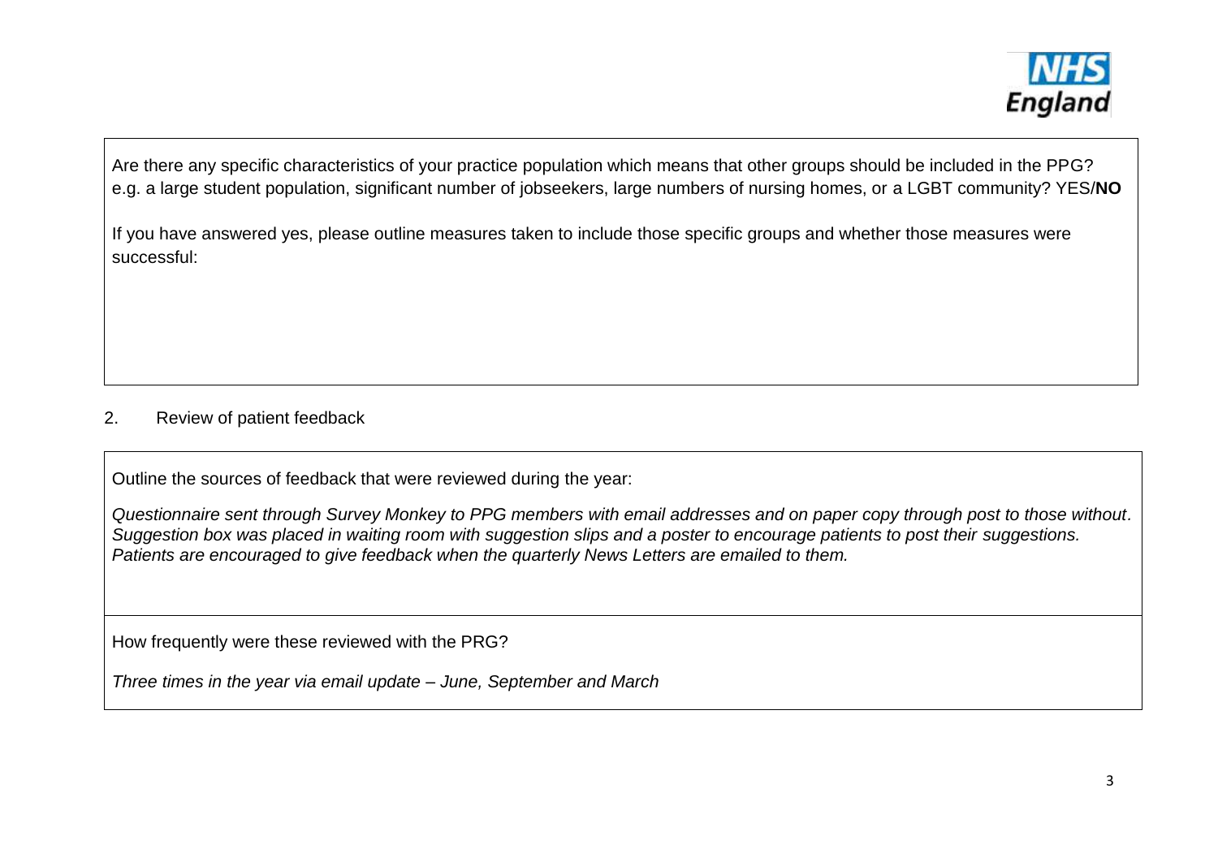Are there any specific characteristics of your practice population which means that other groups should be included in the PPG? e.g. a large student population, significant number of jobseekers, large numbers of nursing homes, or a LGBT community? YES/**NO**

If you have answered yes, please outline measures taken to include those specific groups and whether those measures were successful:

2. Review of patient feedback

Outline the sources of feedback that were reviewed during the year:

*Questionnaire sent through Survey Monkey to PPG members with email addresses and on paper copy through post to those without. Suggestion box was placed in waiting room with suggestion slips and a poster to encourage patients to post their suggestions. Patients are encouraged to give feedback when the quarterly News Letters are emailed to them.*

How frequently were these reviewed with the PRG?

*Three times in the year via email update – June, September and March*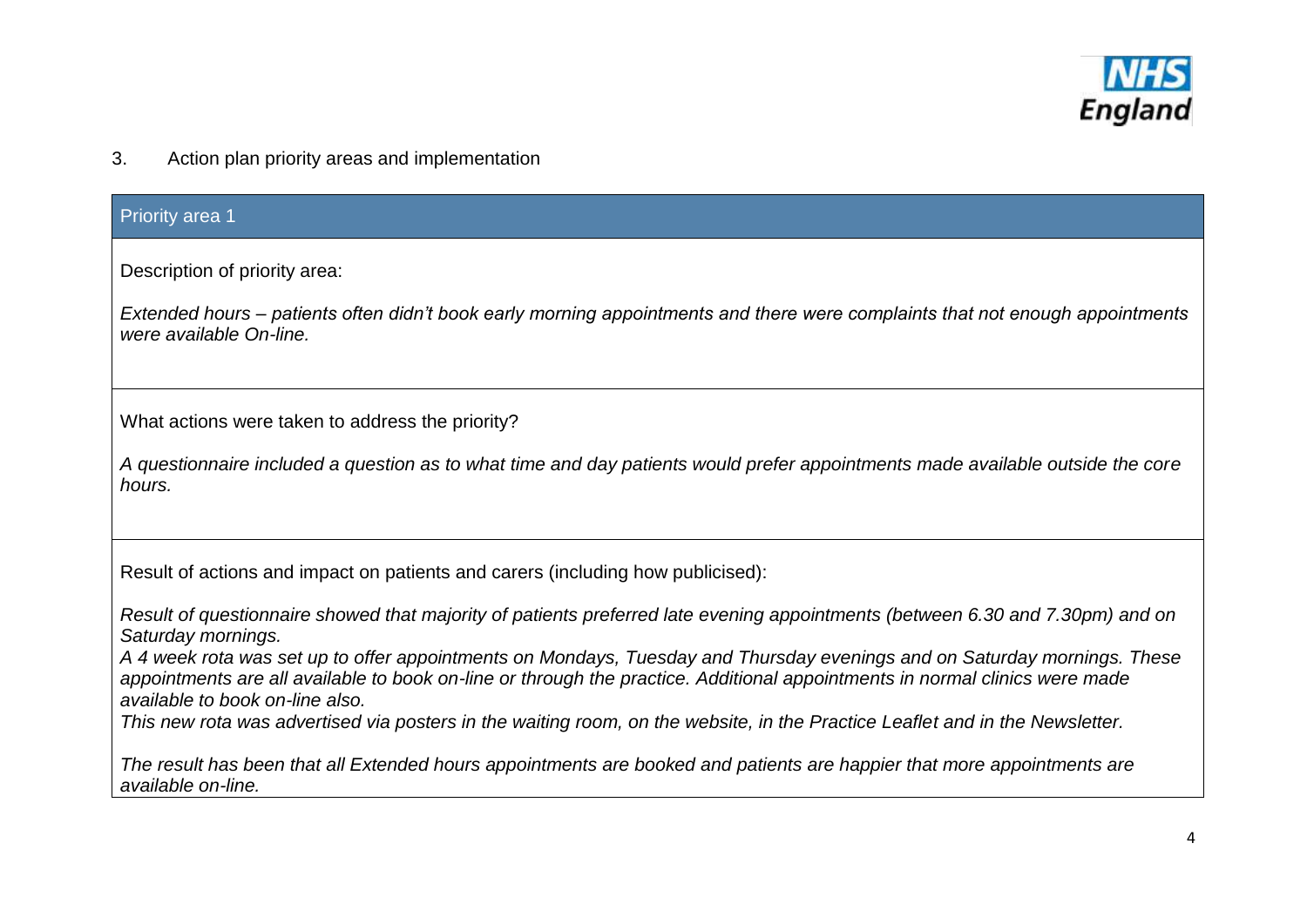3. Action plan priority areas and implementation

## Priority area 1

Description of priority area:

*Extended hours – patients often didn't book early morning appointments and there were complaints that not enough appointments were available On-line.*

What actions were taken to address the priority?

*A questionnaire included a question as to what time and day patients would prefer appointments made available outside the core hours.*

Result of actions and impact on patients and carers (including how publicised):

*Result of questionnaire showed that majority of patients preferred late evening appointments (between 6.30 and 7.30pm) and on Saturday mornings.*
*A 4 week rota was set up to offer appointments on Mondays, Tuesday and Thursday evenings and on Saturday mornings. These appointments are all available to book on-line or through the practice. Additional appointments in normal clinics were made available to book on-line also.*
*This new rota was advertised via posters in the waiting room, on the website, in the Practice Leaflet and in the Newsletter.*

*The result has been that all Extended hours appointments are booked and patients are happier that more appointments are available on-line.*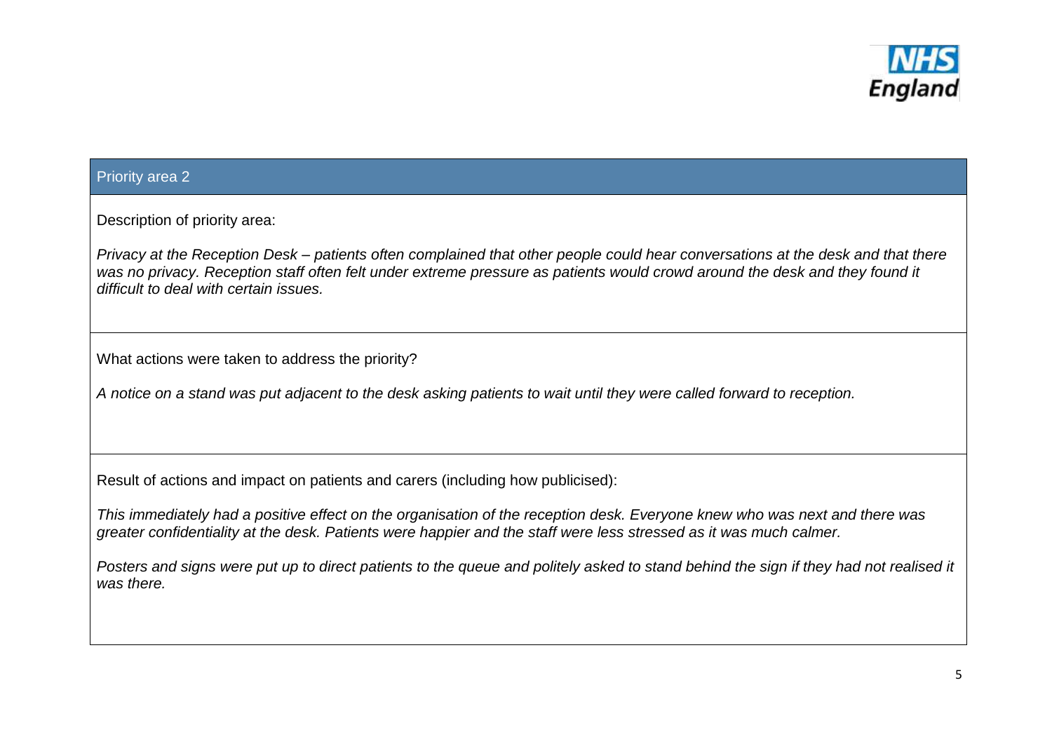## Priority area 2

Description of priority area:

*Privacy at the Reception Desk – patients often complained that other people could hear conversations at the desk and that there was no privacy. Reception staff often felt under extreme pressure as patients would crowd around the desk and they found it difficult to deal with certain issues.*

What actions were taken to address the priority?

*A notice on a stand was put adjacent to the desk asking patients to wait until they were called forward to reception.*

Result of actions and impact on patients and carers (including how publicised):

*This immediately had a positive effect on the organisation of the reception desk. Everyone knew who was next and there was greater confidentiality at the desk. Patients were happier and the staff were less stressed as it was much calmer.*

*Posters and signs were put up to direct patients to the queue and politely asked to stand behind the sign if they had not realised it was there.*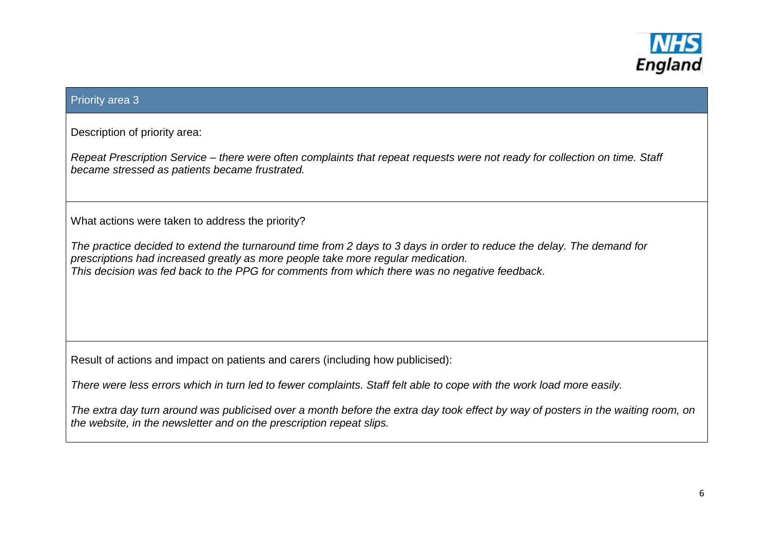## Priority area 3

Description of priority area:

*Repeat Prescription Service – there were often complaints that repeat requests were not ready for collection on time. Staff became stressed as patients became frustrated.*

What actions were taken to address the priority?

*The practice decided to extend the turnaround time from 2 days to 3 days in order to reduce the delay. The demand for prescriptions had increased greatly as more people take more regular medication.*
*This decision was fed back to the PPG for comments from which there was no negative feedback*.

Result of actions and impact on patients and carers (including how publicised):

*There were less errors which in turn led to fewer complaints. Staff felt able to cope with the work load more easily.*

*The extra day turn around was publicised over a month before the extra day took effect by way of posters in the waiting room, on the website, in the newsletter and on the prescription repeat slips.*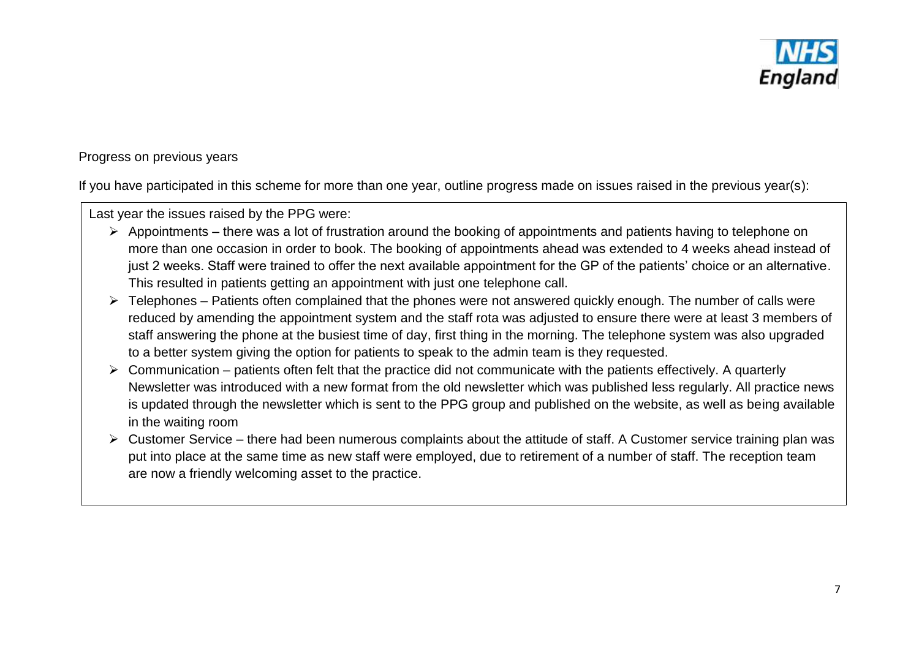Progress on previous years

If you have participated in this scheme for more than one year, outline progress made on issues raised in the previous year(s):

Last year the issues raised by the PPG were:

- Appointments – there was a lot of frustration around the booking of appointments and patients having to telephone on more than one occasion in order to book. The booking of appointments ahead was extended to 4 weeks ahead instead of just 2 weeks. Staff were trained to offer the next available appointment for the GP of the patients' choice or an alternative. This resulted in patients getting an appointment with just one telephone call.
- Telephones – Patients often complained that the phones were not answered quickly enough. The number of calls were reduced by amending the appointment system and the staff rota was adjusted to ensure there were at least 3 members of staff answering the phone at the busiest time of day, first thing in the morning. The telephone system was also upgraded to a better system giving the option for patients to speak to the admin team is they requested.
- Communication – patients often felt that the practice did not communicate with the patients effectively. A quarterly Newsletter was introduced with a new format from the old newsletter which was published less regularly. All practice news is updated through the newsletter which is sent to the PPG group and published on the website, as well as being available in the waiting room
- Customer Service – there had been numerous complaints about the attitude of staff. A Customer service training plan was put into place at the same time as new staff were employed, due to retirement of a number of staff. The reception team are now a friendly welcoming asset to the practice.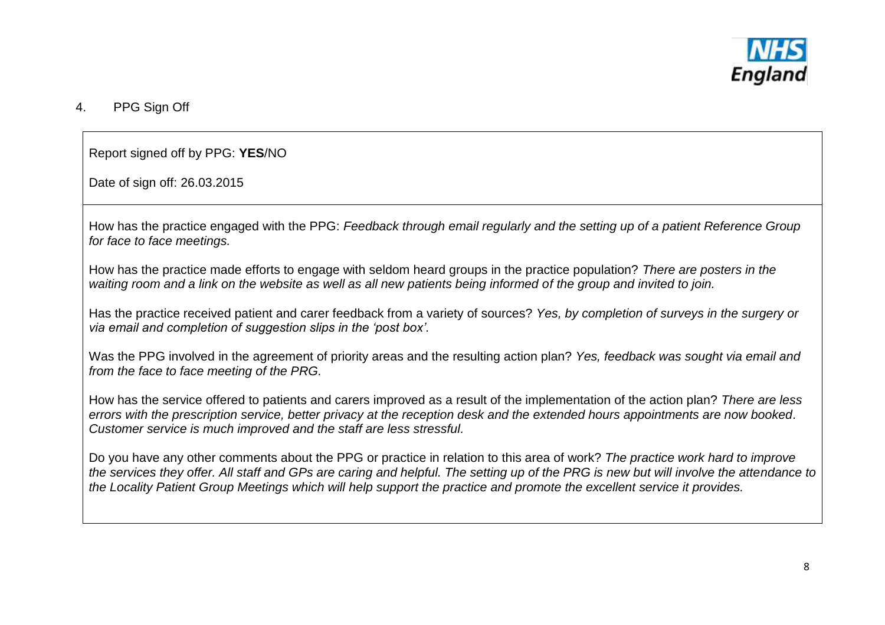## 4. PPG Sign Off

Report signed off by PPG: **YES**/NO

Date of sign off: 26.03.2015

How has the practice engaged with the PPG: *Feedback through email regularly and the setting up of a patient Reference Group for face to face meetings.*

How has the practice made efforts to engage with seldom heard groups in the practice population? *There are posters in the waiting room and a link on the website as well as all new patients being informed of the group and invited to join.*

Has the practice received patient and carer feedback from a variety of sources? *Yes, by completion of surveys in the surgery or via email and completion of suggestion slips in the 'post box'.*

Was the PPG involved in the agreement of priority areas and the resulting action plan? *Yes, feedback was sought via email and from the face to face meeting of the PRG.*

How has the service offered to patients and carers improved as a result of the implementation of the action plan? *There are less errors with the prescription service, better privacy at the reception desk and the extended hours appointments are now booked. Customer service is much improved and the staff are less stressful.*

Do you have any other comments about the PPG or practice in relation to this area of work? *The practice work hard to improve the services they offer. All staff and GPs are caring and helpful. The setting up of the PRG is new but will involve the attendance to the Locality Patient Group Meetings which will help support the practice and promote the excellent service it provides.*